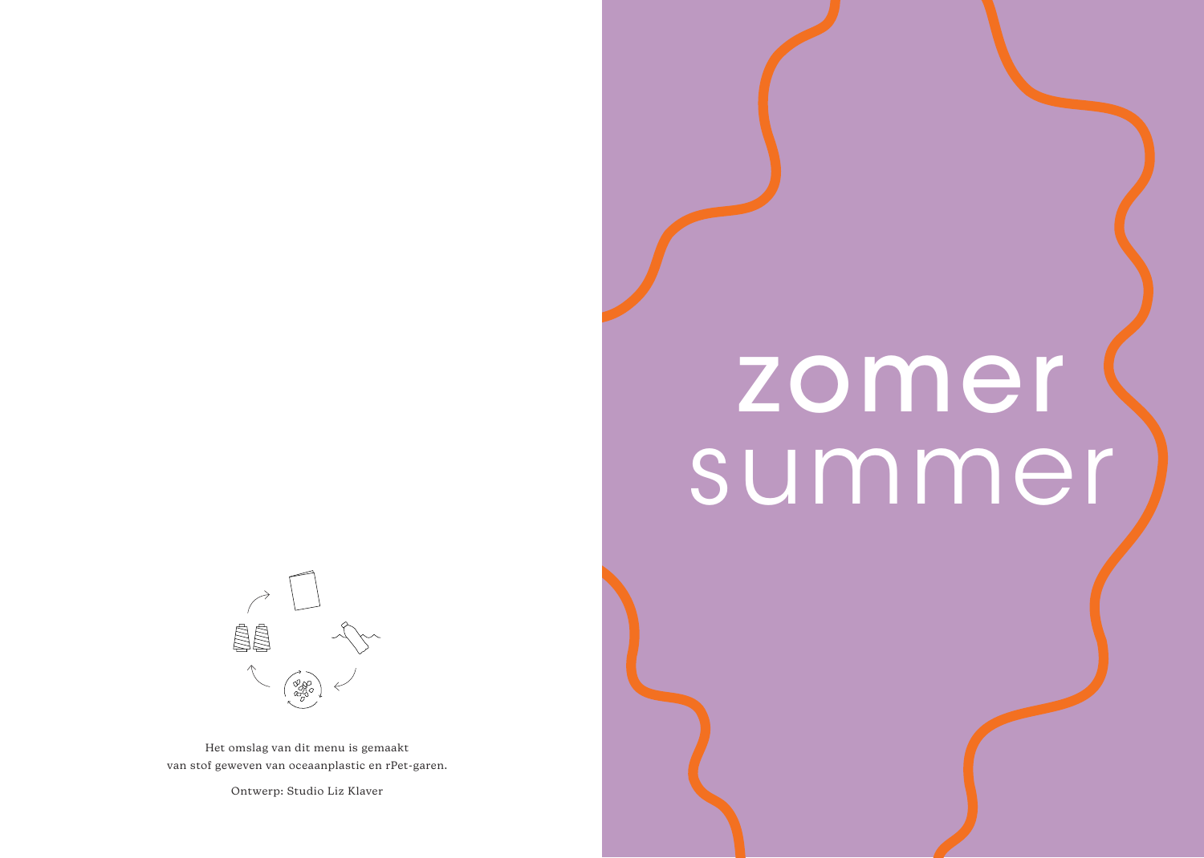Het omslag van dit menu is gemaakt
van stof geweven van oceaanplastic en rPet-garen.

Ontwerp: Studio Liz Klaver

# zomer
# summer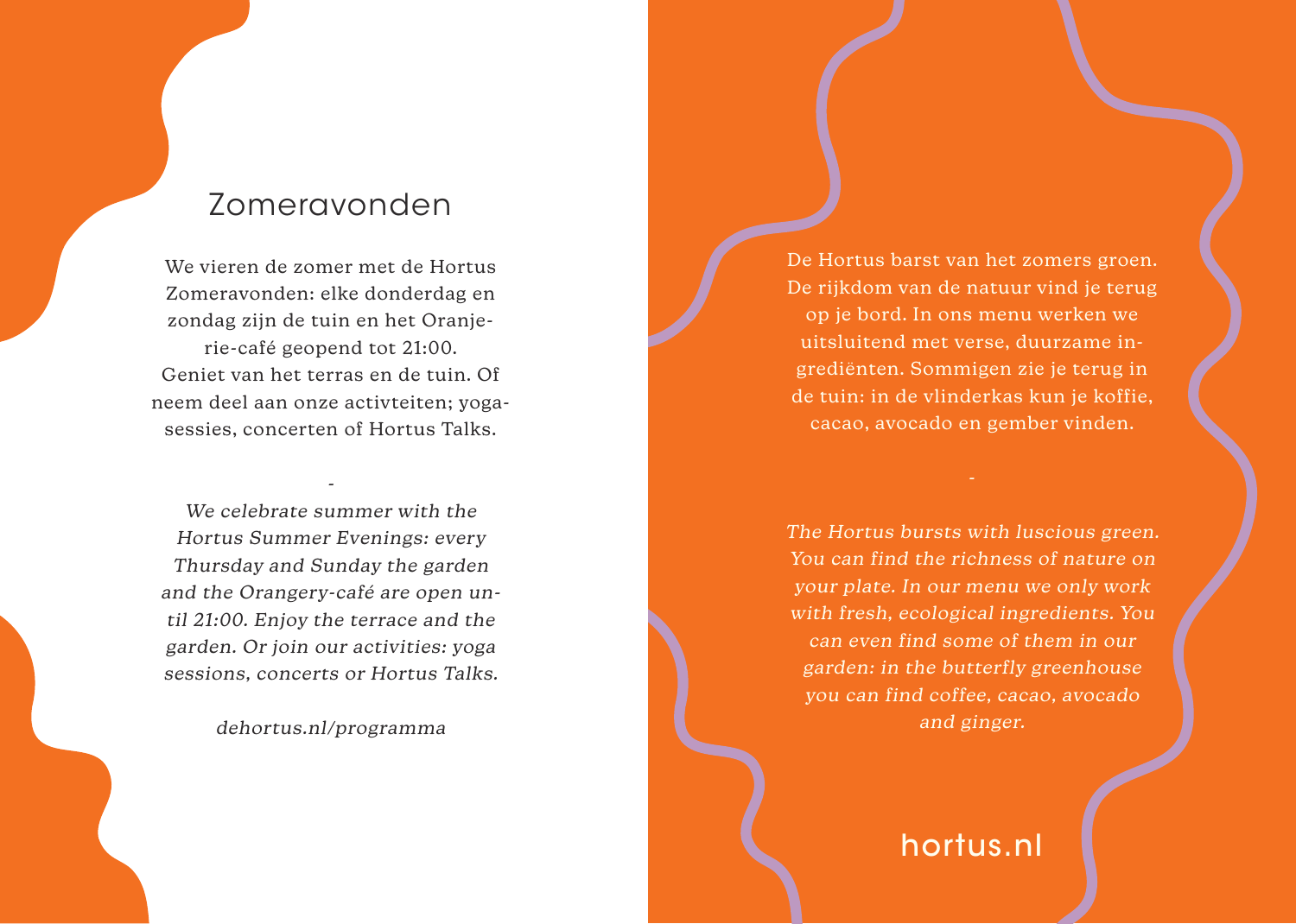## Zomeravonden

We vieren de zomer met de Hortus Zomeravonden: elke donderdag en zondag zijn de tuin en het Oranjerie-café geopend tot 21:00. Geniet van het terras en de tuin. Of neem deel aan onze activteiten; yogasessies, concerten of Hortus Talks.

-

*We celebrate summer with the Hortus Summer Evenings: every Thursday and Sunday the garden and the Orangery-café are open until 21:00. Enjoy the terrace and the garden. Or join our activities: yoga sessions, concerts or Hortus Talks.*

*dehortus.nl/programma*

De Hortus barst van het zomers groen. De rijkdom van de natuur vind je terug op je bord. In ons menu werken we uitsluitend met verse, duurzame ingrediënten. Sommigen zie je terug in de tuin: in de vlinderkas kun je koffie, cacao, avocado en gember vinden.

-

*The Hortus bursts with luscious green. You can find the richness of nature on your plate. In our menu we only work with fresh, ecological ingredients. You can even find some of them in our garden: in the butterfly greenhouse you can find coffee, cacao, avocado and ginger.*

hortus.nl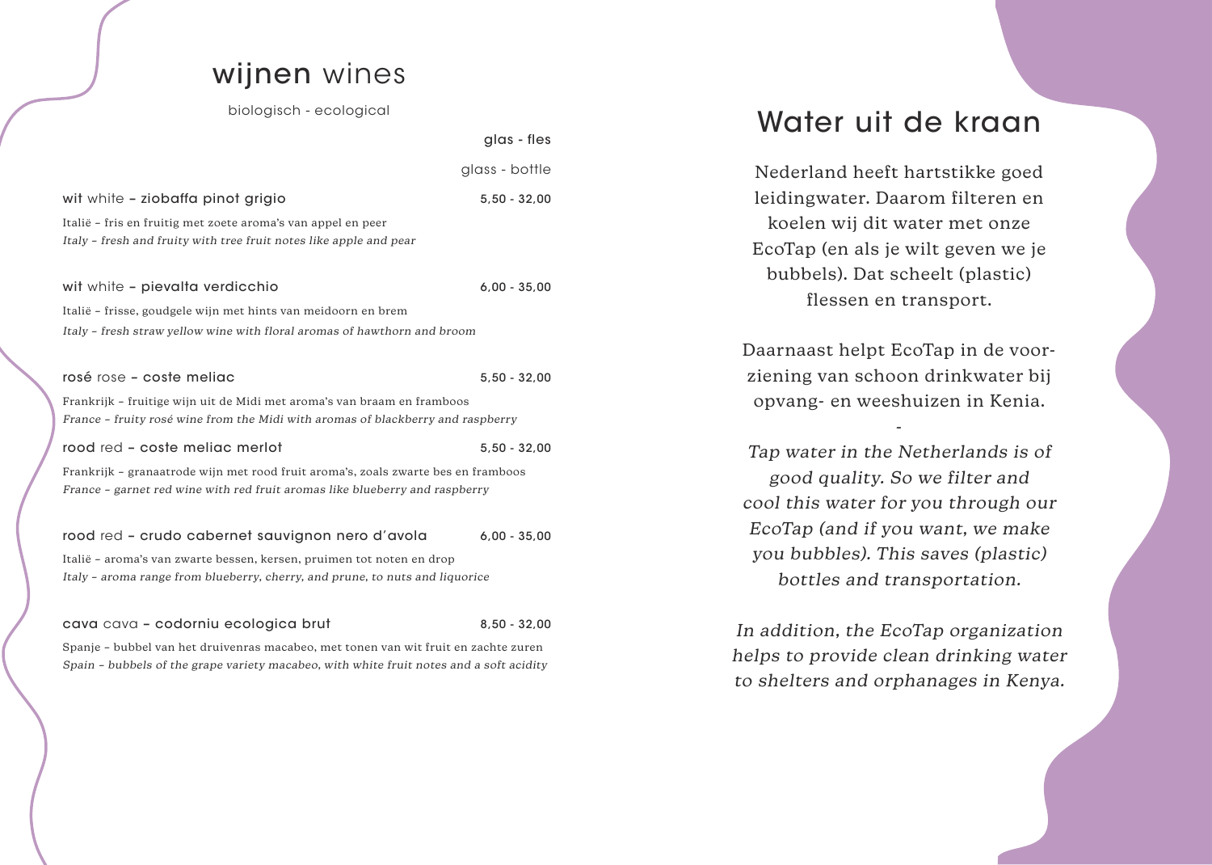# **wijnen** wines

biologisch - ecological

**glas - fles**

glass - bottle

**wit** white **– ziobaffa pinot grigio** — 5,50 - 32,00

Italië – fris en fruitig met zoete aroma's van appel en peer
*Italy – fresh and fruity with tree fruit notes like apple and pear*

**wit** white **– pievalta verdicchio** — 6,00 - 35,00

Italië – frisse, goudgele wijn met hints van meidoorn en brem
*Italy – fresh straw yellow wine with floral aromas of hawthorn and broom*

**rosé** rose **– coste meliac** — 5,50 - 32,00

Frankrijk – fruitige wijn uit de Midi met aroma's van braam en framboos
*France – fruity rosé wine from the Midi with aromas of blackberry and raspberry*

**rood** red **– coste meliac merlot** — 5,50 - 32,00

Frankrijk – granaatrode wijn met rood fruit aroma's, zoals zwarte bes en framboos
*France – garnet red wine with red fruit aromas like blueberry and raspberry*

**rood** red **– crudo cabernet sauvignon nero d'avola** — 6,00 - 35,00

Italië – aroma's van zwarte bessen, kersen, pruimen tot noten en drop
*Italy – aroma range from blueberry, cherry, and prune, to nuts and liquorice*

**cava** cava **– codorniu ecologica brut** — 8,50 - 32,00

Spanje – bubbel van het druivenras macabeo, met tonen van wit fruit en zachte zuren
*Spain – bubbels of the grape variety macabeo, with white fruit notes and a soft acidity*

# Water uit de kraan

Nederland heeft hartstikke goed leidingwater. Daarom filteren en koelen wij dit water met onze EcoTap (en als je wilt geven we je bubbels). Dat scheelt (plastic) flessen en transport.

Daarnaast helpt EcoTap in de voorziening van schoon drinkwater bij opvang- en weeshuizen in Kenia.

-

*Tap water in the Netherlands is of good quality. So we filter and cool this water for you through our EcoTap (and if you want, we make you bubbles). This saves (plastic) bottles and transportation.*

*In addition, the EcoTap organization helps to provide clean drinking water to shelters and orphanages in Kenya.*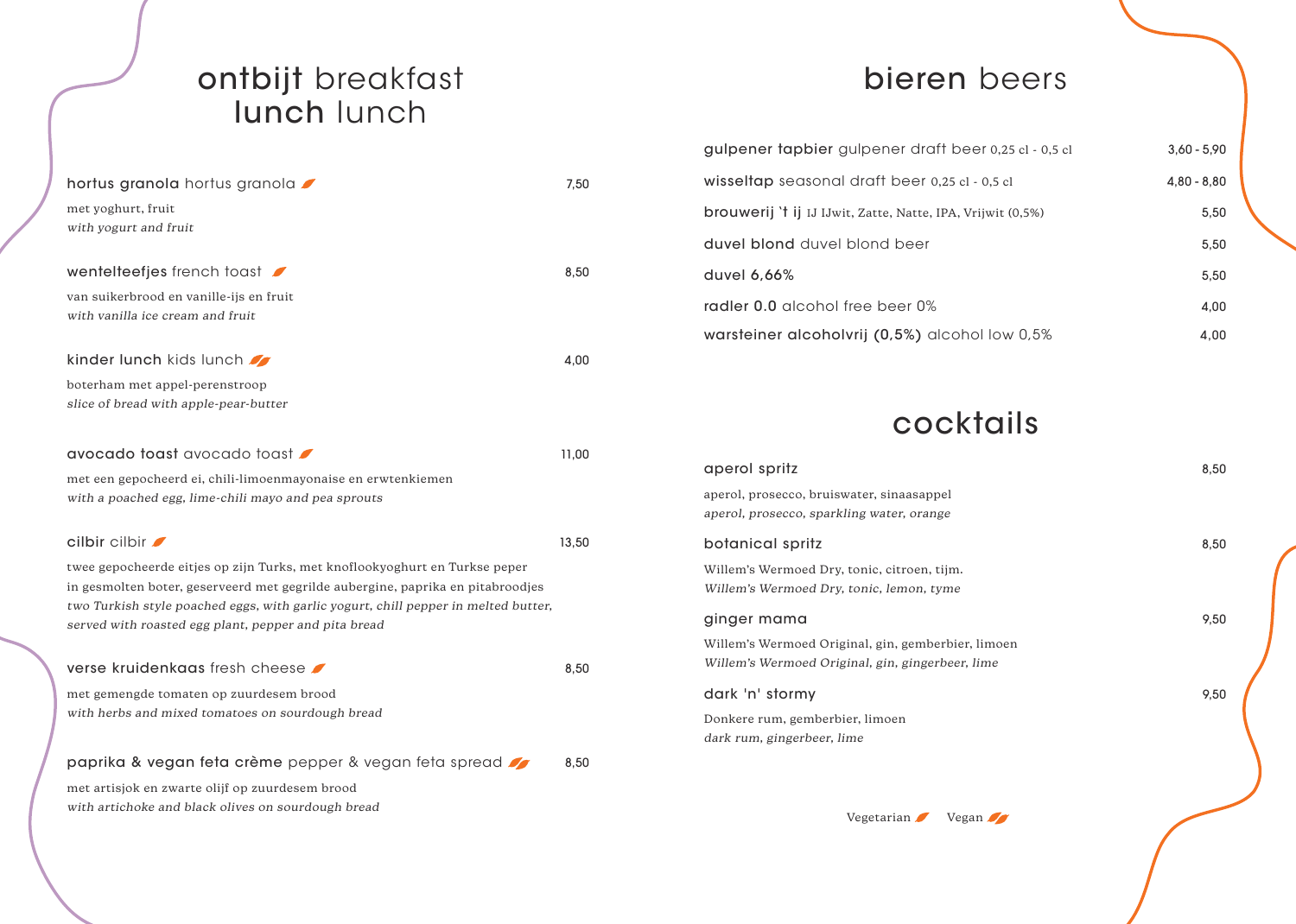# ontbijt breakfast lunch lunch

**hortus granola** hortus granola 🍃 — 7,50

met yoghurt, fruit
*with yogurt and fruit*

**wentelteefjes** french toast 🍃 — 8,50

van suikerbrood en vanille-ijs en fruit
*with vanilla ice cream and fruit*

**kinder lunch** kids lunch 🍃🍃 — 4,00

boterham met appel-perenstroop
*slice of bread with apple-pear-butter*

**avocado toast** avocado toast 🍃 — 11,00

met een gepocheerd ei, chili-limoenmayonaise en erwtenkiemen
*with a poached egg, lime-chili mayo and pea sprouts*

**cilbir** cilbir 🍃 — 13,50

twee gepocheerde eitjes op zijn Turks, met knoflookyoghurt en Turkse peper in gesmolten boter, geserveerd met gegrilde aubergine, paprika en pitabroodjes
*two Turkish style poached eggs, with garlic yogurt, chill pepper in melted butter, served with roasted egg plant, pepper and pita bread*

**verse kruidenkaas** fresh cheese 🍃 — 8,50

met gemengde tomaten op zuurdesem brood
*with herbs and mixed tomatoes on sourdough bread*

**paprika & vegan feta crème** pepper & vegan feta spread 🍃🍃 — 8,50

met artisjok en zwarte olijf op zuurdesem brood
*with artichoke and black olives on sourdough bread*

# bieren beers

| | |
|---|---|
| **gulpener tapbier** gulpener draft beer 0,25 cl - 0,5 cl | 3,60 - 5,90 |
| **wisseltap** seasonal draft beer 0,25 cl - 0,5 cl | 4,80 - 8,80 |
| **brouwerij 't ij** IJ IJwit, Zatte, Natte, IPA, Vrijwit (0,5%) | 5,50 |
| **duvel blond** duvel blond beer | 5,50 |
| **duvel 6,66%** | 5,50 |
| **radler 0.0** alcohol free beer 0% | 4,00 |
| **warsteiner alcoholvrij (0,5%)** alcohol low 0,5% | 4,00 |

# cocktails

**aperol spritz** — 8,50

aperol, prosecco, bruiswater, sinaasappel
*aperol, prosecco, sparkling water, orange*

**botanical spritz** — 8,50

Willem's Wermoed Dry, tonic, citroen, tijm.
*Willem's Wermoed Dry, tonic, lemon, tyme*

**ginger mama** — 9,50

Willem's Wermoed Original, gin, gemberbier, limoen
*Willem's Wermoed Original, gin, gingerbeer, lime*

**dark 'n' stormy** — 9,50

Donkere rum, gemberbier, limoen
*dark rum, gingerbeer, lime*

Vegetarian 🍃 Vegan 🍃🍃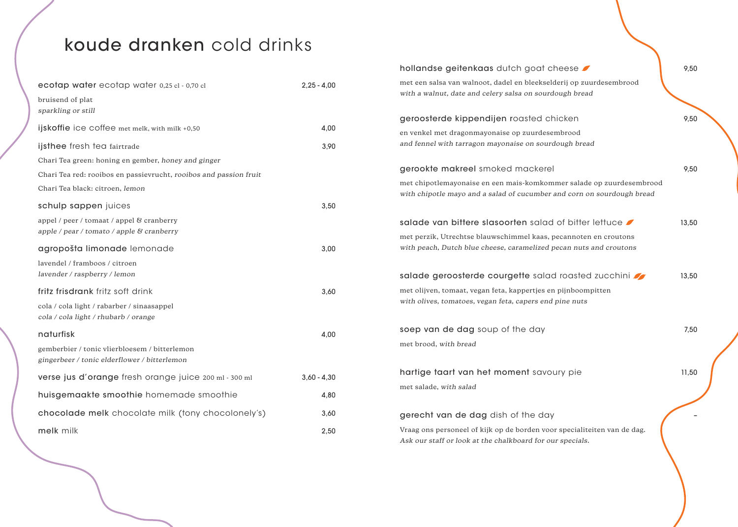# koude dranken cold drinks

**ecotap water** ecotap water 0,25 cl - 0,70 cl — 2,25 - 4,00

bruisend of plat
*sparkling or still*

**ijskoffie** ice coffee met melk, with milk +0,50 — 4,00

**ijsthee** fresh tea fairtrade — 3,90

Chari Tea green: honing en gember, *honey and ginger*

Chari Tea red: rooibos en passievrucht, *rooibos and passion fruit*

Chari Tea black: citroen, *lemon*

**schulp sappen** juices — 3,50

appel / peer / tomaat / appel & cranberry
*apple / pear / tomato / apple & cranberry*

**agropošta limonade** lemonade — 3,00

lavendel / framboos / citroen
*lavender / raspberry / lemon*

**fritz frisdrank** fritz soft drink — 3,60

cola / cola light / rabarber / sinaasappel
*cola / cola light / rhubarb / orange*

**naturfisk** — 4,00

gemberbier / tonic vlierbloesem / bitterlemon
*gingerbeer / tonic elderflower / bitterlemon*

**verse jus d'orange** fresh orange juice 200 ml - 300 ml — 3,60 - 4,30

**huisgemaakte smoothie** homemade smoothie — 4,80

**chocolade melk** chocolate milk (tony chocolonely's) — 3,60

**melk** milk — 2,50

**hollandse geitenkaas** dutch goat cheese — 9,50

met een salsa van walnoot, dadel en bleekselderij op zuurdesembrood
*with a walnut, date and celery salsa on sourdough bread*

**geroosterde kippendijen** roasted chicken — 9,50

en venkel met dragonmayonaise op zuurdesembrood
*and fennel with tarragon mayonaise on sourdough bread*

**gerookte makreel** smoked mackerel — 9,50

met chipotlemayonaise en een mais-komkommer salade op zuurdesembrood
*with chipotle mayo and a salad of cucumber and corn on sourdough bread*

**salade van bittere slasoorten** salad of bitter lettuce — 13,50

met perzik, Utrechtse blauwschimmel kaas, pecannoten en croutons
*with peach, Dutch blue cheese, caramelized pecan nuts and croutons*

**salade geroosterde courgette** salad roasted zucchini — 13,50

met olijven, tomaat, vegan feta, kappertjes en pijnboompitten
*with olives, tomatoes, vegan feta, capers end pine nuts*

**soep van de dag** soup of the day — 7,50

met brood, *with bread*

**hartige taart van het moment** savoury pie — 11,50

met salade, *with salad*

**gerecht van de dag** dish of the day — -

Vraag ons personeel of kijk op de borden voor specialiteiten van de dag.
*Ask our staff or look at the chalkboard for our specials.*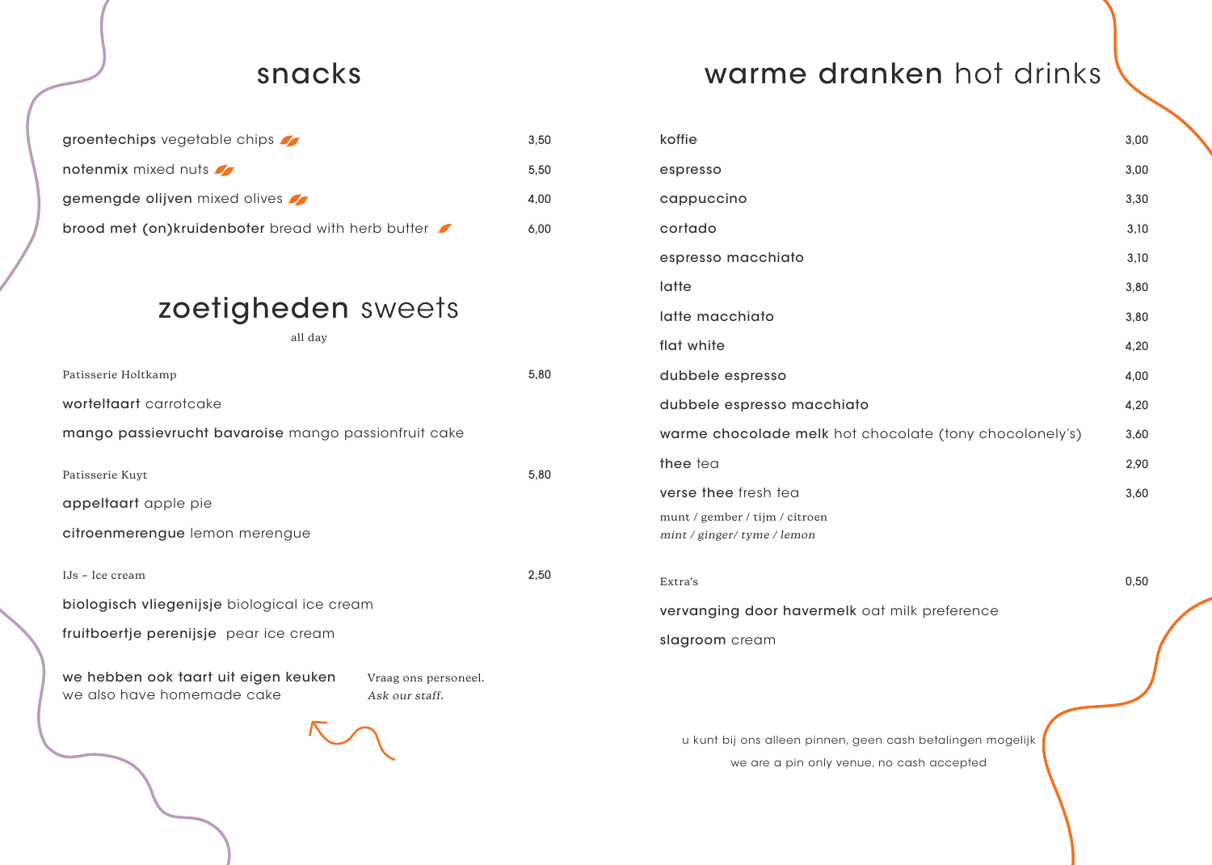## snacks

| | |
|---|---|
| **groentechips** vegetable chips | 3,50 |
| **notenmix** mixed nuts | 5,50 |
| **gemengde olijven** mixed olives | 4,00 |
| **brood met (on)kruidenboter** bread with herb butter | 6,00 |

## zoetigheden sweets

all day

| | |
|---|---|
| Patisserie Holtkamp | 5,80 |
| **worteltaart** carrotcake | |
| **mango passievrucht bavaroise** mango passionfruit cake | |
| Patisserie Kuyt | 5,80 |
| **appeltaart** apple pie | |
| **citroenmerengue** lemon merengue | |
| IJs - Ice cream | 2,50 |
| **biologisch vliegenijsje** biological ice cream | |
| **fruitboertje perenijsje** pear ice cream | |

**we hebben ook taart uit eigen keuken**
we also have homemade cake

Vraag ons personeel.
*Ask our staff.*

## warme dranken hot drinks

| | |
|---|---|
| koffie | 3,00 |
| espresso | 3,00 |
| cappuccino | 3,30 |
| cortado | 3,10 |
| espresso macchiato | 3,10 |
| latte | 3,80 |
| latte macchiato | 3,80 |
| flat white | 4,20 |
| dubbele espresso | 4,00 |
| dubbele espresso macchiato | 4,20 |
| **warme chocolade melk** hot chocolate (tony chocolonely's) | 3,60 |
| **thee** tea | 2,90 |
| **verse thee** fresh tea | 3,60 |

munt / gember / tijm / citroen
*mint / ginger/ tyme / lemon*

| | |
|---|---|
| Extra's | 0,50 |
| **vervanging door havermelk** oat milk preference | |
| **slagroom** cream | |

u kunt bij ons alleen pinnen, geen cash betalingen mogelijk
we are a pin only venue, no cash accepted